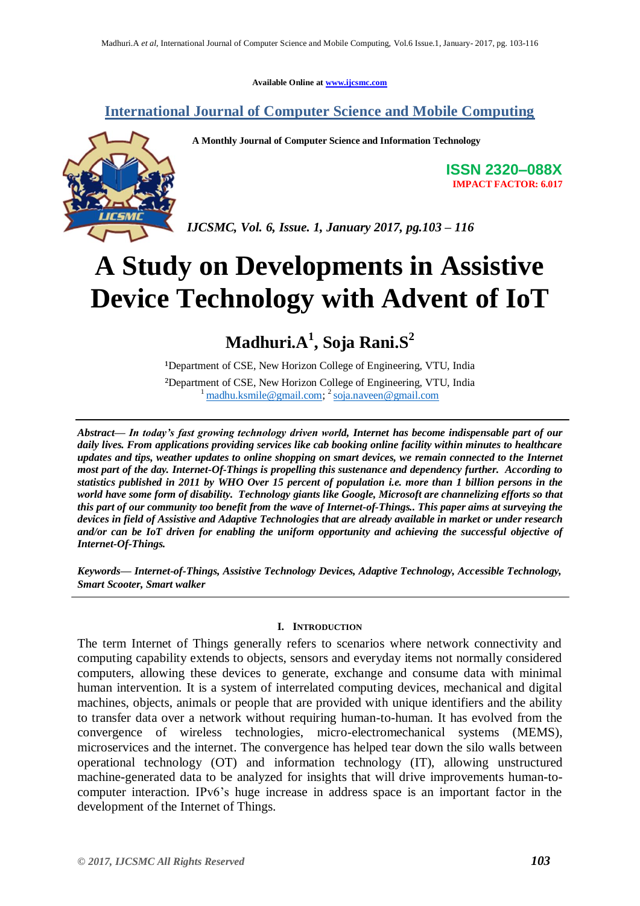Available Online at www.ijcsmc.com

## International Journal of Computer Science and Mobile Computing

**A Monthly Journal of Computer Science and Information Technology**

**ISSN 2320–088X**
**IMPACT FACTOR: 6.017**

*IJCSMC, Vol. 6, Issue. 1, January 2017, pg.103 – 116*

# A Study on Developments in Assistive Device Technology with Advent of IoT

**Madhuri.A[1], Soja Rani.S[2]**

[1]Department of CSE, New Horizon College of Engineering, VTU, India
[2]Department of CSE, New Horizon College of Engineering, VTU, India
[1] madhu.ksmile@gmail.com; [2] soja.naveen@gmail.com

***Abstract— In today's fast growing technology driven world, Internet has become indispensable part of our daily lives. From applications providing services like cab booking online facility within minutes to healthcare updates and tips, weather updates to online shopping on smart devices, we remain connected to the Internet most part of the day. Internet-Of-Things is propelling this sustenance and dependency further. According to statistics published in 2011 by WHO Over 15 percent of population i.e. more than 1 billion persons in the world have some form of disability. Technology giants like Google, Microsoft are channelizing efforts so that this part of our community too benefit from the wave of Internet-of-Things.. This paper aims at surveying the devices in field of Assistive and Adaptive Technologies that are already available in market or under research and/or can be IoT driven for enabling the uniform opportunity and achieving the successful objective of Internet-Of-Things.***

***Keywords— Internet-of-Things, Assistive Technology Devices, Adaptive Technology, Accessible Technology, Smart Scooter, Smart walker***

## I. Introduction

The term Internet of Things generally refers to scenarios where network connectivity and computing capability extends to objects, sensors and everyday items not normally considered computers, allowing these devices to generate, exchange and consume data with minimal human intervention. It is a system of interrelated computing devices, mechanical and digital machines, objects, animals or people that are provided with unique identifiers and the ability to transfer data over a network without requiring human-to-human. It has evolved from the convergence of wireless technologies, micro-electromechanical systems (MEMS), microservices and the internet. The convergence has helped tear down the silo walls between operational technology (OT) and information technology (IT), allowing unstructured machine-generated data to be analyzed for insights that will drive improvements human-to-computer interaction. IPv6's huge increase in address space is an important factor in the development of the Internet of Things.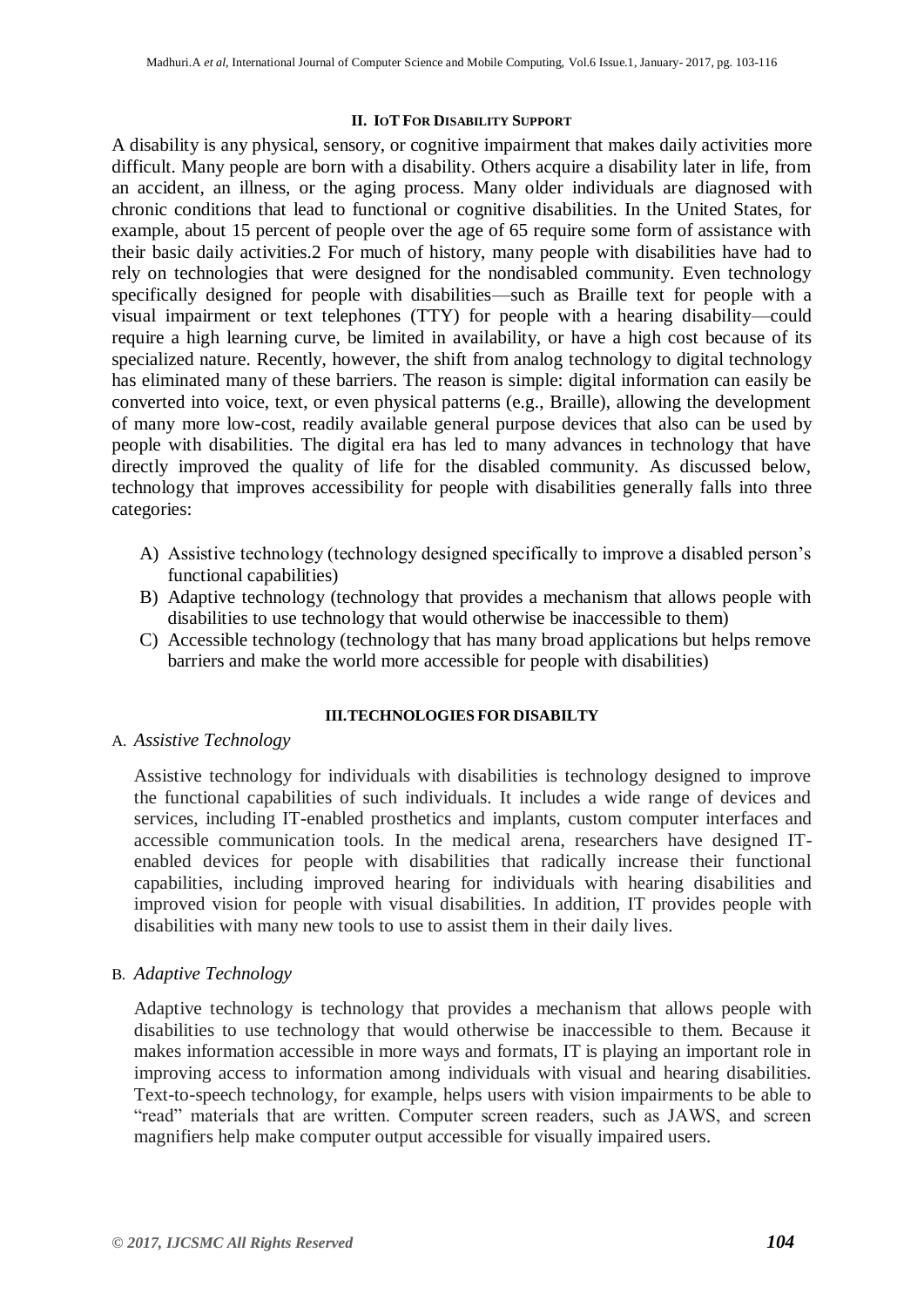## II. IoT For Disability Support

A disability is any physical, sensory, or cognitive impairment that makes daily activities more difficult. Many people are born with a disability. Others acquire a disability later in life, from an accident, an illness, or the aging process. Many older individuals are diagnosed with chronic conditions that lead to functional or cognitive disabilities. In the United States, for example, about 15 percent of people over the age of 65 require some form of assistance with their basic daily activities.2 For much of history, many people with disabilities have had to rely on technologies that were designed for the nondisabled community. Even technology specifically designed for people with disabilities—such as Braille text for people with a visual impairment or text telephones (TTY) for people with a hearing disability—could require a high learning curve, be limited in availability, or have a high cost because of its specialized nature. Recently, however, the shift from analog technology to digital technology has eliminated many of these barriers. The reason is simple: digital information can easily be converted into voice, text, or even physical patterns (e.g., Braille), allowing the development of many more low-cost, readily available general purpose devices that also can be used by people with disabilities. The digital era has led to many advances in technology that have directly improved the quality of life for the disabled community. As discussed below, technology that improves accessibility for people with disabilities generally falls into three categories:

A) Assistive technology (technology designed specifically to improve a disabled person's functional capabilities)
B) Adaptive technology (technology that provides a mechanism that allows people with disabilities to use technology that would otherwise be inaccessible to them)
C) Accessible technology (technology that has many broad applications but helps remove barriers and make the world more accessible for people with disabilities)

## III. TECHNOLOGIES FOR DISABILTY

### A. *Assistive Technology*

Assistive technology for individuals with disabilities is technology designed to improve the functional capabilities of such individuals. It includes a wide range of devices and services, including IT-enabled prosthetics and implants, custom computer interfaces and accessible communication tools. In the medical arena, researchers have designed IT-enabled devices for people with disabilities that radically increase their functional capabilities, including improved hearing for individuals with hearing disabilities and improved vision for people with visual disabilities. In addition, IT provides people with disabilities with many new tools to use to assist them in their daily lives.

### B. *Adaptive Technology*

Adaptive technology is technology that provides a mechanism that allows people with disabilities to use technology that would otherwise be inaccessible to them. Because it makes information accessible in more ways and formats, IT is playing an important role in improving access to information among individuals with visual and hearing disabilities. Text-to-speech technology, for example, helps users with vision impairments to be able to "read" materials that are written. Computer screen readers, such as JAWS, and screen magnifiers help make computer output accessible for visually impaired users.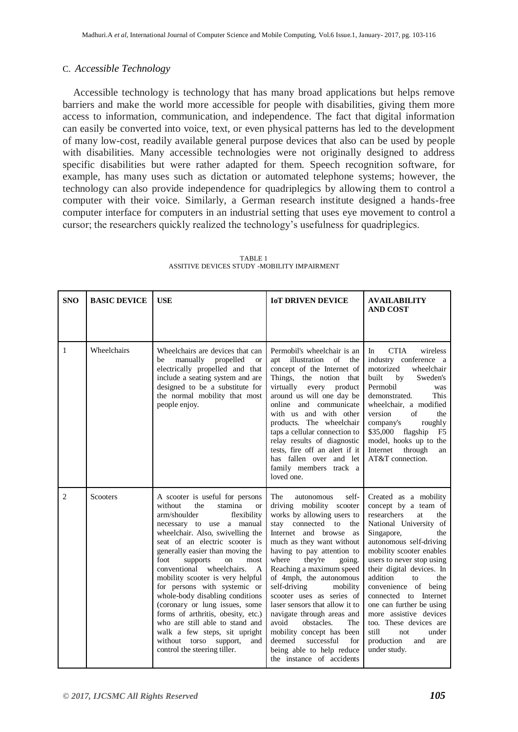### C. *Accessible Technology*

Accessible technology is technology that has many broad applications but helps remove barriers and make the world more accessible for people with disabilities, giving them more access to information, communication, and independence. The fact that digital information can easily be converted into voice, text, or even physical patterns has led to the development of many low-cost, readily available general purpose devices that also can be used by people with disabilities. Many accessible technologies were not originally designed to address specific disabilities but were rather adapted for them. Speech recognition software, for example, has many uses such as dictation or automated telephone systems; however, the technology can also provide independence for quadriplegics by allowing them to control a computer with their voice. Similarly, a German research institute designed a hands-free computer interface for computers in an industrial setting that uses eye movement to control a cursor; the researchers quickly realized the technology's usefulness for quadriplegics.

TABLE 1
ASSITIVE DEVICES STUDY -MOBILITY IMPAIRMENT

| SNO | BASIC DEVICE | USE | IoT DRIVEN DEVICE | AVAILABILITY AND COST |
|---|---|---|---|---|
| 1 | Wheelchairs | Wheelchairs are devices that can be manually propelled or electrically propelled and that include a seating system and are designed to be a substitute for the normal mobility that most people enjoy. | Permobil's wheelchair is an apt illustration of the concept of the Internet of Things, the notion that virtually every product around us will one day be online and communicate with us and with other products. The wheelchair taps a cellular connection to relay results of diagnostic tests, fire off an alert if it has fallen over and let family members track a loved one. | In CTIA wireless industry conference a motorized wheelchair built by Sweden's Permobil was demonstrated. This wheelchair, a modified version of the company's roughly $35,000 flagship F5 model, hooks up to the Internet through an AT&T connection. |
| 2 | Scooters | A scooter is useful for persons without the stamina or arm/shoulder flexibility necessary to use a manual wheelchair. Also, swivelling the seat of an electric scooter is generally easier than moving the foot supports on most conventional wheelchairs. A mobility scooter is very helpful for persons with systemic or whole-body disabling conditions (coronary or lung issues, some forms of arthritis, obesity, etc.) who are still able to stand and walk a few steps, sit upright without torso support, and control the steering tiller. | The autonomous self-driving mobility scooter works by allowing users to stay connected to the Internet and browse as much as they want without having to pay attention to where they're going. Reaching a maximum speed of 4mph, the autonomous self-driving mobility scooter uses as series of laser sensors that allow it to navigate through areas and avoid obstacles. The mobility concept has been deemed successful for being able to help reduce the instance of accidents | Created as a mobility concept by a team of researchers at the National University of Singapore, the autonomous self-driving mobility scooter enables users to never stop using their digital devices. In addition to the convenience of being connected to Internet one can further be using more assistive devices too. These devices are still not under production and are under study. |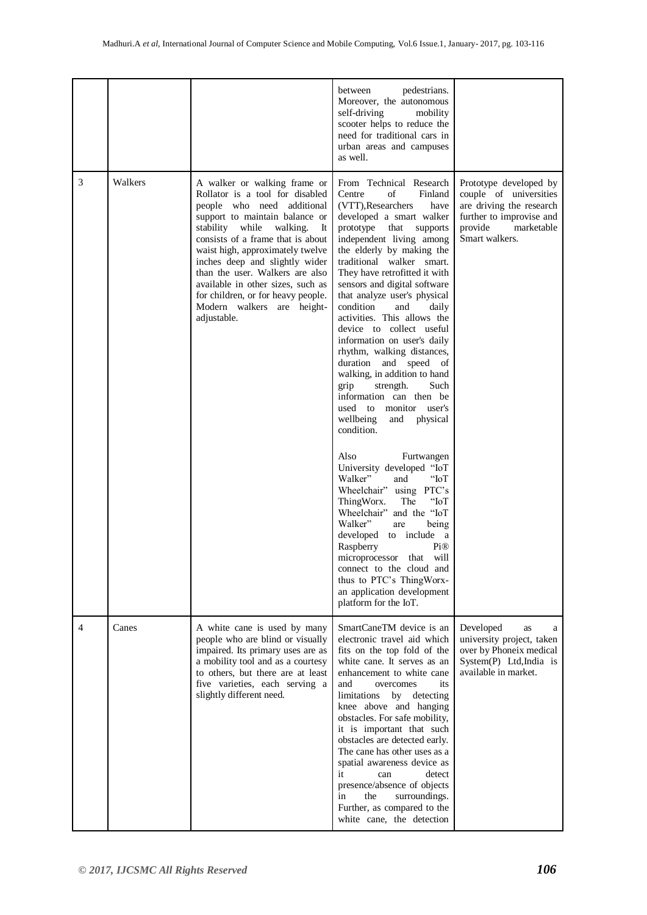| | | | | |
|---|---|---|---|---|
| | | | between pedestrians. Moreover, the autonomous self-driving mobility scooter helps to reduce the need for traditional cars in urban areas and campuses as well. | |
| 3 | Walkers | A walker or walking frame or Rollator is a tool for disabled people who need additional support to maintain balance or stability while walking. It consists of a frame that is about waist high, approximately twelve inches deep and slightly wider than the user. Walkers are also available in other sizes, such as for children, or for heavy people. Modern walkers are height-adjustable. | From Technical Research Centre of Finland (VTT),Researchers have developed a smart walker prototype that supports independent living among the elderly by making the traditional walker smart. They have retrofitted it with sensors and digital software that analyze user's physical condition and daily activities. This allows the device to collect useful information on user's daily rhythm, walking distances, duration and speed of walking, in addition to hand grip strength. Such information can then be used to monitor user's wellbeing and physical condition.<br><br>Also Furtwangen University developed "IoT Walker" and "IoT Wheelchair" using PTC's ThingWorx. The "IoT Wheelchair" and the "IoT Walker" are being developed to include a Raspberry Pi® microprocessor that will connect to the cloud and thus to PTC's ThingWorx-an application development platform for the IoT. | Prototype developed by couple of universities are driving the research further to improvise and provide marketable Smart walkers. |
| 4 | Canes | A white cane is used by many people who are blind or visually impaired. Its primary uses are as a mobility tool and as a courtesy to others, but there are at least five varieties, each serving a slightly different need. | SmartCaneTM device is an electronic travel aid which fits on the top fold of the white cane. It serves as an enhancement to white cane and overcomes its limitations by detecting knee above and hanging obstacles. For safe mobility, it is important that such obstacles are detected early. The cane has other uses as a spatial awareness device as it can detect presence/absence of objects in the surroundings. Further, as compared to the white cane, the detection | Developed as a university project, taken over by Phoneix medical System(P) Ltd,India is available in market. |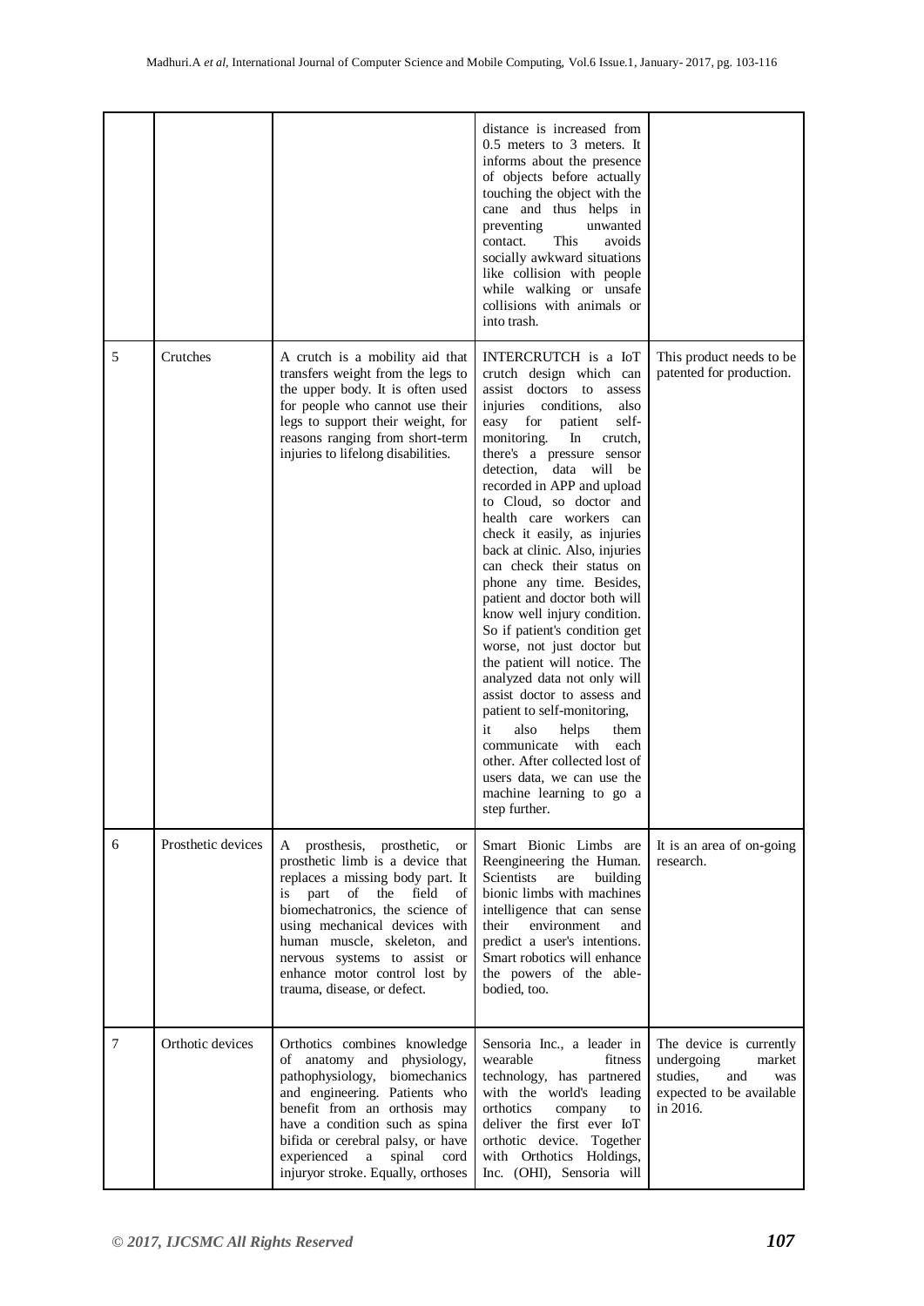| | | | | |
|---|---|---|---|---|
| | | | distance is increased from 0.5 meters to 3 meters. It informs about the presence of objects before actually touching the object with the cane and thus helps in preventing unwanted contact. This avoids socially awkward situations like collision with people while walking or unsafe collisions with animals or into trash. | |
| 5 | Crutches | A crutch is a mobility aid that transfers weight from the legs to the upper body. It is often used for people who cannot use their legs to support their weight, for reasons ranging from short-term injuries to lifelong disabilities. | INTERCRUTCH is a IoT crutch design which can assist doctors to assess injuries conditions, also easy for patient self-monitoring. In crutch, there's a pressure sensor detection, data will be recorded in APP and upload to Cloud, so doctor and health care workers can check it easily, as injuries back at clinic. Also, injuries can check their status on phone any time. Besides, patient and doctor both will know well injury condition. So if patient's condition get worse, not just doctor but the patient will notice. The analyzed data not only will assist doctor to assess and patient to self-monitoring, it also helps them communicate with each other. After collected lost of users data, we can use the machine learning to go a step further. | This product needs to be patented for production. |
| 6 | Prosthetic devices | A prosthesis, prosthetic, or prosthetic limb is a device that replaces a missing body part. It is part of the field of biomechatronics, the science of using mechanical devices with human muscle, skeleton, and nervous systems to assist or enhance motor control lost by trauma, disease, or defect. | Smart Bionic Limbs are Reengineering the Human. Scientists are building bionic limbs with machines intelligence that can sense their environment and predict a user's intentions. Smart robotics will enhance the powers of the able-bodied, too. | It is an area of on-going research. |
| 7 | Orthotic devices | Orthotics combines knowledge of anatomy and physiology, pathophysiology, biomechanics and engineering. Patients who benefit from an orthosis may have a condition such as spina bifida or cerebral palsy, or have experienced a spinal cord injuryor stroke. Equally, orthoses | Sensoria Inc., a leader in wearable fitness technology, has partnered with the world's leading orthotics company to deliver the first ever IoT orthotic device. Together with Orthotics Holdings, Inc. (OHI), Sensoria will | The device is currently undergoing market studies, and was expected to be available in 2016. |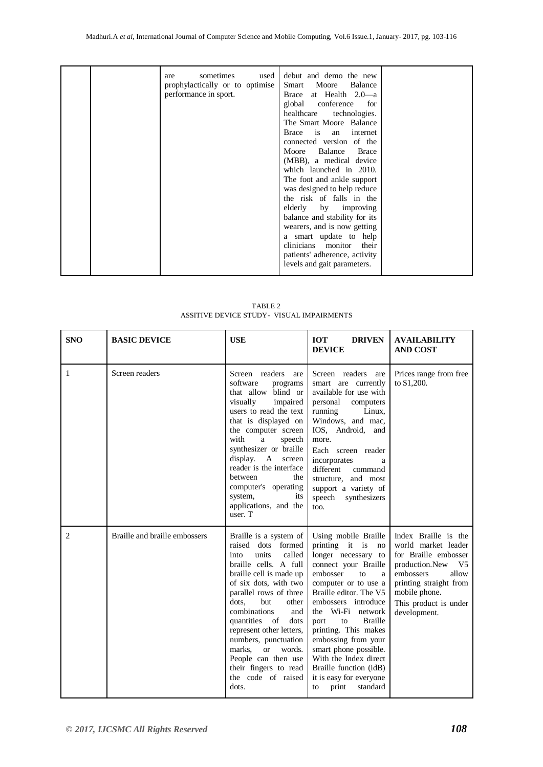| | | are sometimes used prophylactically or to optimise performance in sport. | debut and demo the new Smart Moore Balance Brace at Health 2.0—a global conference for healthcare technologies. The Smart Moore Balance Brace is an internet connected version of the Moore Balance Brace (MBB), a medical device which launched in 2010. The foot and ankle support was designed to help reduce the risk of falls in the elderly by improving balance and stability for its wearers, and is now getting a smart update to help clinicians monitor their patients' adherence, activity levels and gait parameters. | |
|---|---|---|---|---|

TABLE 2
ASSITIVE DEVICE STUDY- VISUAL IMPAIRMENTS

| SNO | BASIC DEVICE | USE | IOT DRIVEN DEVICE | AVAILABILITY AND COST |
|---|---|---|---|---|
| 1 | Screen readers | Screen readers are software programs that allow blind or visually impaired users to read the text that is displayed on the computer screen with a speech synthesizer or braille display. A screen reader is the interface between the computer's operating system, its applications, and the user. T | Screen readers are smart are currently available for use with personal computers running Linux, Windows, and mac, IOS, Android, and more. Each screen reader incorporates a different command structure, and most support a variety of speech synthesizers too. | Prices range from free to $1,200. |
| 2 | Braille and braille embossers | Braille is a system of raised dots formed into units called braille cells. A full braille cell is made up of six dots, with two parallel rows of three dots, but other combinations and quantities of dots represent other letters, numbers, punctuation marks, or words. People can then use their fingers to read the code of raised dots. | Using mobile Braille printing it is no longer necessary to connect your Braille embosser to a computer or to use a Braille editor. The V5 embossers introduce the Wi-Fi network port to Braille printing. This makes embossing from your smart phone possible. With the Index direct Braille function (idB) it is easy for everyone to print standard | Index Braille is the world market leader for Braille embosser production.New V5 embossers allow printing straight from mobile phone. This product is under development. |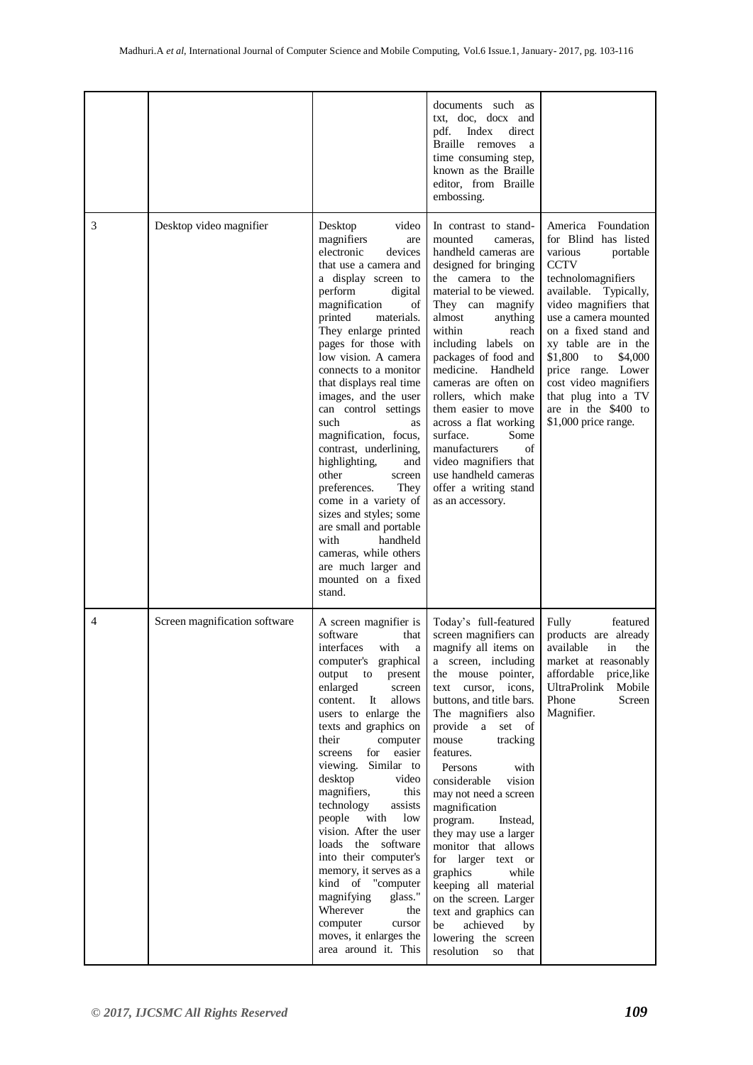| | | | | |
|---|---|---|---|---|
| | | | documents such as txt, doc, docx and pdf. Index direct Braille removes a time consuming step, known as the Braille editor, from Braille embossing. | |
| 3 | Desktop video magnifier | Desktop video magnifiers are electronic devices that use a camera and a display screen to perform digital magnification of printed materials. They enlarge printed pages for those with low vision. A camera connects to a monitor that displays real time images, and the user can control settings such as magnification, focus, contrast, underlining, highlighting, and other screen preferences. They come in a variety of sizes and styles; some are small and portable with handheld cameras, while others are much larger and mounted on a fixed stand. | In contrast to stand-mounted cameras, handheld cameras are designed for bringing the camera to the material to be viewed. They can magnify almost anything within reach including labels on packages of food and medicine. Handheld cameras are often on rollers, which make them easier to move across a flat working surface. Some manufacturers of video magnifiers that use handheld cameras offer a writing stand as an accessory. | America Foundation for Blind has listed various portable CCTV technologmagnifiers available. Typically, video magnifiers that use a camera mounted on a fixed stand and xy table are in the $1,800 to $4,000 price range. Lower cost video magnifiers that plug into a TV are in the $400 to $1,000 price range. |
| 4 | Screen magnification software | A screen magnifier is software that interfaces with a computer's graphical output to present enlarged screen content. It allows users to enlarge the texts and graphics on their computer screens for easier viewing. Similar to desktop video magnifiers, this technology assists people with low vision. After the user loads the software into their computer's memory, it serves as a kind of "computer magnifying glass." Wherever the computer cursor moves, it enlarges the area around it. This | Today's full-featured screen magnifiers can magnify all items on a screen, including the mouse pointer, text cursor, icons, buttons, and title bars. The magnifiers also provide a set of mouse tracking features.<br>Persons with considerable vision may not need a screen magnification program. Instead, they may use a larger monitor that allows for larger text or graphics while keeping all material on the screen. Larger text and graphics can be achieved by lowering the screen resolution so that | Fully featured products are already available in the market at reasonably affordable price,like UltraProlink Mobile Phone Screen Magnifier. |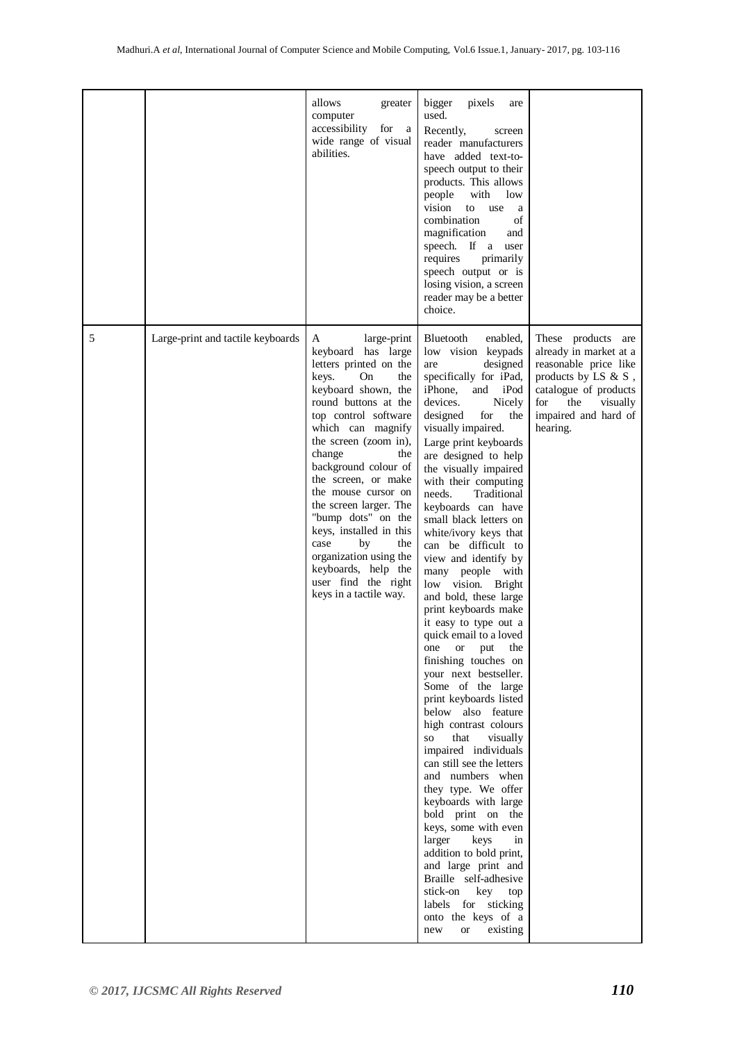| | | | | |
|---|---|---|---|---|
| | | allows greater computer accessibility for a wide range of visual abilities. | bigger pixels are used. Recently, screen reader manufacturers have added text-to-speech output to their products. This allows people with low vision to use a combination of magnification and speech. If a user requires primarily speech output or is losing vision, a screen reader may be a better choice. | |
| 5 | Large-print and tactile keyboards | A large-print keyboard has large letters printed on the keys. On the keyboard shown, the round buttons at the top control software which can magnify the screen (zoom in), change the background colour of the screen, or make the mouse cursor on the screen larger. The "bump dots" on the keys, installed in this case by the organization using the keyboards, help the user find the right keys in a tactile way. | Bluetooth enabled, low vision keypads are designed specifically for iPad, iPhone, and iPod devices. Nicely designed for the visually impaired. Large print keyboards are designed to help the visually impaired with their computing needs. Traditional keyboards can have small black letters on white/ivory keys that can be difficult to view and identify by many people with low vision. Bright and bold, these large print keyboards make it easy to type out a quick email to a loved one or put the finishing touches on your next bestseller. Some of the large print keyboards listed below also feature high contrast colours so that visually impaired individuals can still see the letters and numbers when they type. We offer keyboards with large bold print on the keys, some with even larger keys in addition to bold print, and large print and Braille self-adhesive stick-on key top labels for sticking onto the keys of a new or existing | These products are already in market at a reasonable price like products by LS & S , catalogue of products for the visually impaired and hard of hearing. |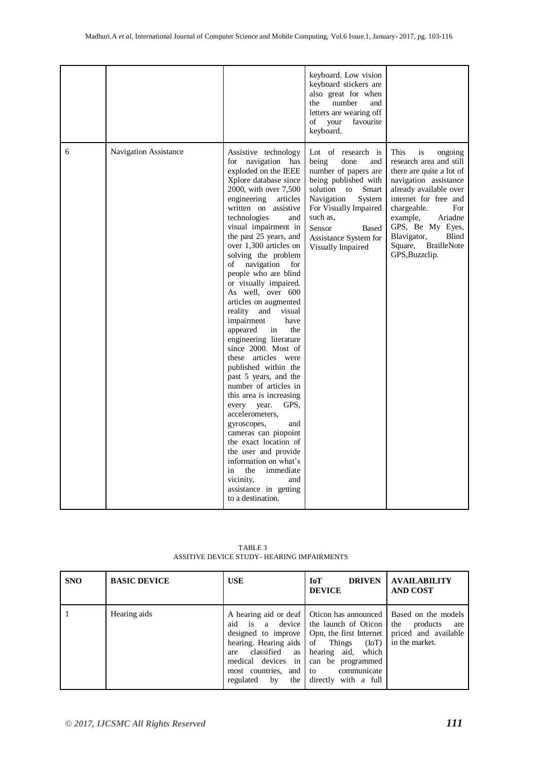| | | | keyboard. Low vision keyboard stickers are also great for when the number and letters are wearing off of your favourite keyboard. | |
|---|---|---|---|---|
| 6 | Navigation Assistance | Assistive technology for navigation has exploded on the IEEE Xplore database since 2000, with over 7,500 engineering articles written on assistive technologies and visual impairment in the past 25 years, and over 1,300 articles on solving the problem of navigation for people who are blind or visually impaired. As well, over 600 articles on augmented reality and visual impairment have appeared in the engineering literature since 2000. Most of these articles were published within the past 5 years, and the number of articles in this area is increasing every year. GPS, accelerometers, gyroscopes, and cameras can pinpoint the exact location of the user and provide information on what's in the immediate vicinity, and assistance in getting to a destination. | Lot of research is being done and number of papers are being published with solution to Smart Navigation System For Visually Impaired such as, Sensor Based Assistance System for Visually Impaired | This is ongoing research area and still there are quite a lot of navigation assistance already available over internet for free and chargeable. For example, Ariadne GPS, Be My Eyes, Blavigator, Blind Square, BrailleNote GPS,Buzzclip. |

TABLE 3
ASSITIVE DEVICE STUDY- HEARING IMPAIRMENTS

| SNO | BASIC DEVICE | USE | IoT DRIVEN DEVICE | AVAILABILITY AND COST |
|---|---|---|---|---|
| 1 | Hearing aids | A hearing aid or deaf aid is a device designed to improve hearing. Hearing aids are classified as medical devices in most countries, and regulated by the | Oticon has announced the launch of Oticon Opn, the first Internet of Things (IoT) hearing aid, which can be programmed to communicate directly with a full | Based on the models the products are priced and available in the market. |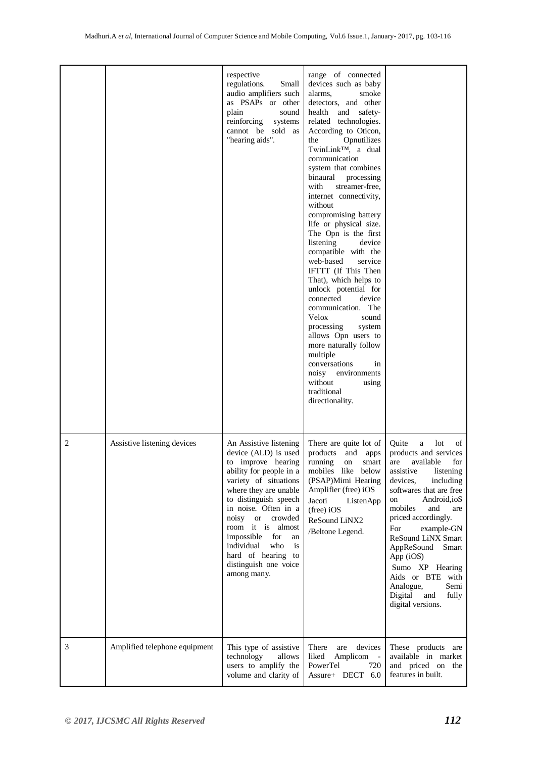|  |  | respective regulations. Small audio amplifiers such as PSAPs or other plain sound reinforcing systems cannot be sold as "hearing aids". | range of connected devices such as baby alarms, smoke detectors, and other health and safety-related technologies. According to Oticon, the Opnutilizes TwinLink™, a dual communication system that combines binaural processing with streamer-free, internet connectivity, without compromising battery life or physical size. The Opn is the first listening device compatible with the web-based service IFTTT (If This Then That), which helps to unlock potential for connected device communication. The Velox sound processing system allows Opn users to more naturally follow multiple conversations in noisy environments without using traditional directionality. |  |
|---|---|---|---|---|
| 2 | Assistive listening devices | An Assistive listening device (ALD) is used to improve hearing ability for people in a variety of situations where they are unable to distinguish speech in noise. Often in a noisy or crowded room it is almost impossible for an individual who is hard of hearing to distinguish one voice among many. | There are quite lot of products and apps running on smart mobiles like below (PSAP)Mimi Hearing Amplifier (free) iOS Jacoti ListenApp (free) iOS ReSound LiNX2 /Beltone Legend. | Quite a lot of products and services are available for assistive listening devices, including softwares that are free on Android,ioS mobiles and are priced accordingly. For example-GN ReSound LiNX Smart AppReSound Smart App (iOS) Sumo XP Hearing Aids or BTE with Analogue, Semi Digital and fully digital versions. |
| 3 | Amplified telephone equipment | This type of assistive technology allows users to amplify the volume and clarity of | There are devices liked Amplicom - PowerTel 720 Assure+ DECT 6.0 | These products are available in market and priced on the features in built. |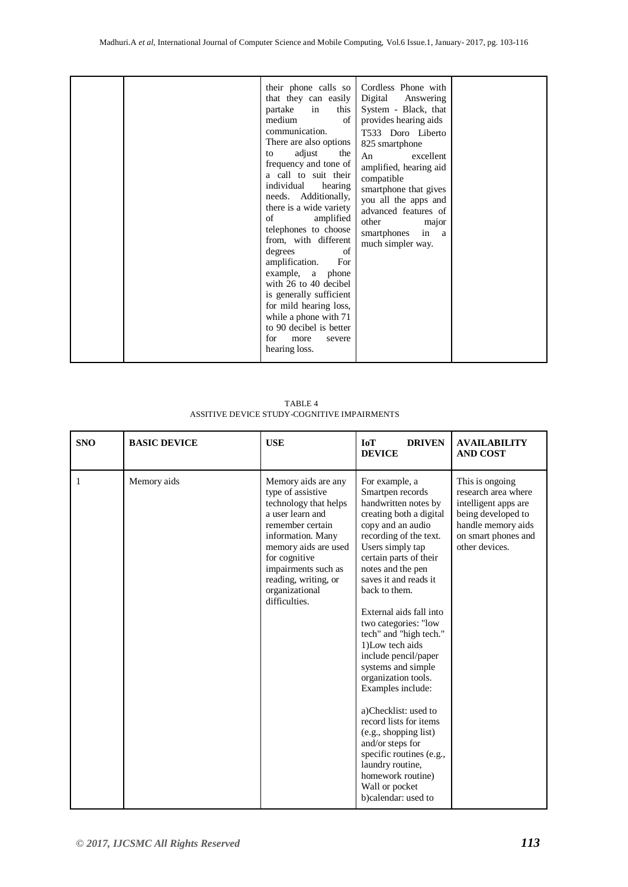| | | | | |
|---|---|---|---|---|
| | | their phone calls so that they can easily partake in this medium of communication. There are also options to adjust the frequency and tone of a call to suit their individual hearing needs. Additionally, there is a wide variety of amplified telephones to choose from, with different degrees of amplification. For example, a phone with 26 to 40 decibel is generally sufficient for mild hearing loss, while a phone with 71 to 90 decibel is better for more severe hearing loss. | Cordless Phone with Digital Answering System - Black, that provides hearing aids T533 Doro Liberto 825 smartphone An excellent amplified, hearing aid compatible smartphone that gives you all the apps and advanced features of other major smartphones in a much simpler way. | |

TABLE 4
ASSITIVE DEVICE STUDY-COGNITIVE IMPAIRMENTS

| SNO | BASIC DEVICE | USE | IoT DRIVEN DEVICE | AVAILABILITY AND COST |
|---|---|---|---|---|
| 1 | Memory aids | Memory aids are any type of assistive technology that helps a user learn and remember certain information. Many memory aids are used for cognitive impairments such as reading, writing, or organizational difficulties. | For example, a Smartpen records handwritten notes by creating both a digital copy and an audio recording of the text. Users simply tap certain parts of their notes and the pen saves it and reads it back to them. External aids fall into two categories: "low tech" and "high tech." 1)Low tech aids include pencil/paper systems and simple organization tools. Examples include: a)Checklist: used to record lists for items (e.g., shopping list) and/or steps for specific routines (e.g., laundry routine, homework routine) Wall or pocket b)calendar: used to | This is ongoing research area where intelligent apps are being developed to handle memory aids on smart phones and other devices. |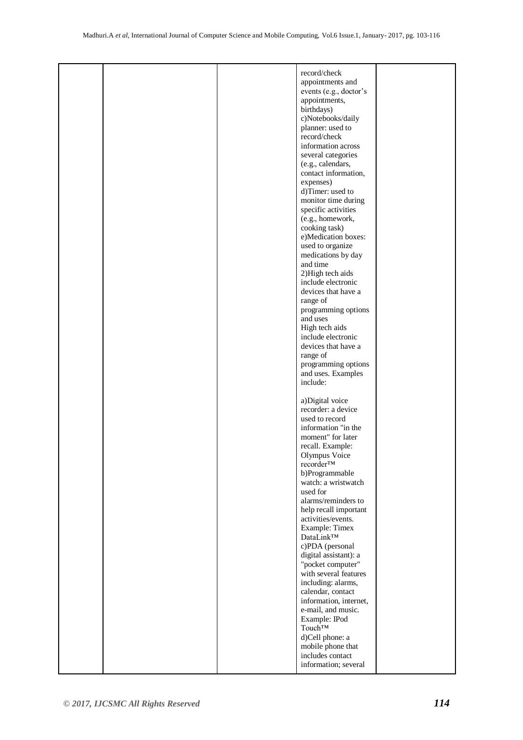|  |  |  | record/check appointments and events (e.g., doctor's appointments, birthdays)<br>c)Notebooks/daily planner: used to record/check information across several categories (e.g., calendars, contact information, expenses)<br>d)Timer: used to monitor time during specific activities (e.g., homework, cooking task)<br>e)Medication boxes: used to organize medications by day and time<br>2)High tech aids include electronic devices that have a range of programming options and uses<br>High tech aids include electronic devices that have a range of programming options and uses. Examples include:<br><br>a)Digital voice recorder: a device used to record information "in the moment" for later recall. Example: Olympus Voice recorder™<br>b)Programmable watch: a wristwatch used for alarms/reminders to help recall important activities/events. Example: Timex DataLink™<br>c)PDA (personal digital assistant): a "pocket computer" with several features including: alarms, calendar, contact information, internet, e-mail, and music. Example: IPod Touch™<br>d)Cell phone: a mobile phone that includes contact information; several |  |
|---|---|---|---|---|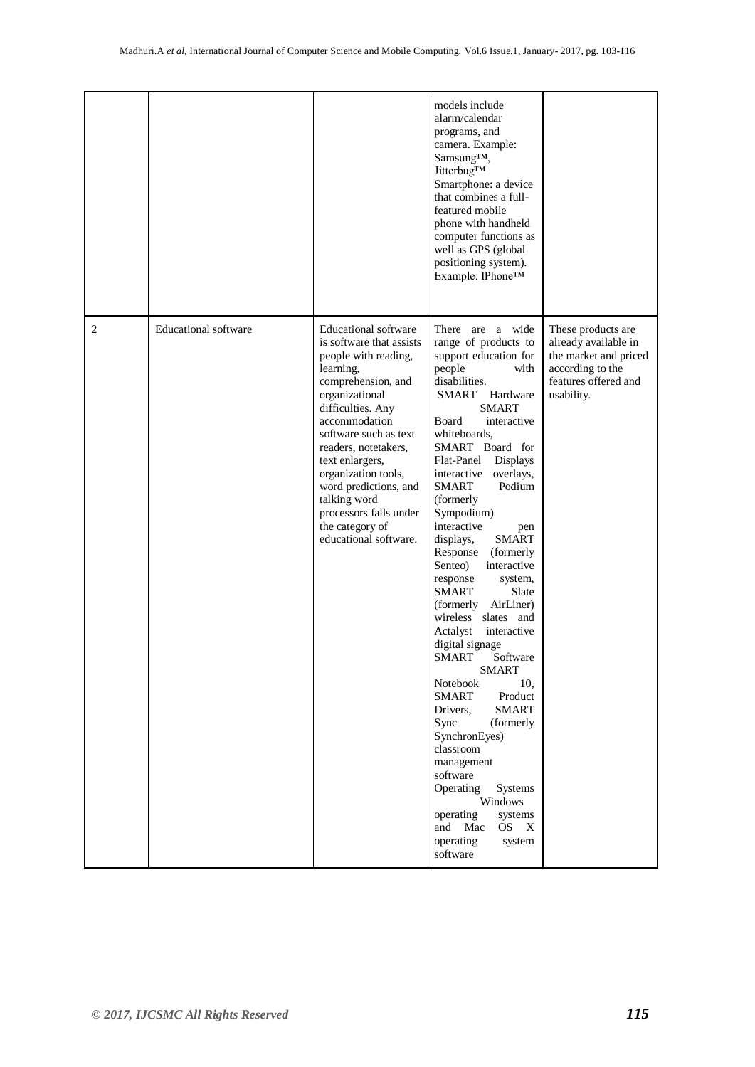| | | | | |
|---|---|---|---|---|
| | | | models include alarm/calendar programs, and camera. Example: Samsung™, Jitterbug™ Smartphone: a device that combines a full-featured mobile phone with handheld computer functions as well as GPS (global positioning system). Example: IPhone™ | |
| 2 | Educational software | Educational software is software that assists people with reading, learning, comprehension, and organizational difficulties. Any accommodation software such as text readers, notetakers, text enlargers, organization tools, word predictions, and talking word processors falls under the category of educational software. | There are a wide range of products to support education for people with disabilities. SMART Hardware SMART Board interactive whiteboards, SMART Board for Flat-Panel Displays interactive overlays, SMART Podium (formerly Sympodium) interactive pen displays, SMART Response (formerly Senteo) interactive response system, SMART Slate (formerly AirLiner) wireless slates and Actalyst interactive digital signage SMART Software SMART Notebook 10, SMART Product Drivers, SMART Sync (formerly SynchronEyes) classroom management software Operating Systems Windows operating systems and Mac OS X operating system software | These products are already available in the market and priced according to the features offered and usability. |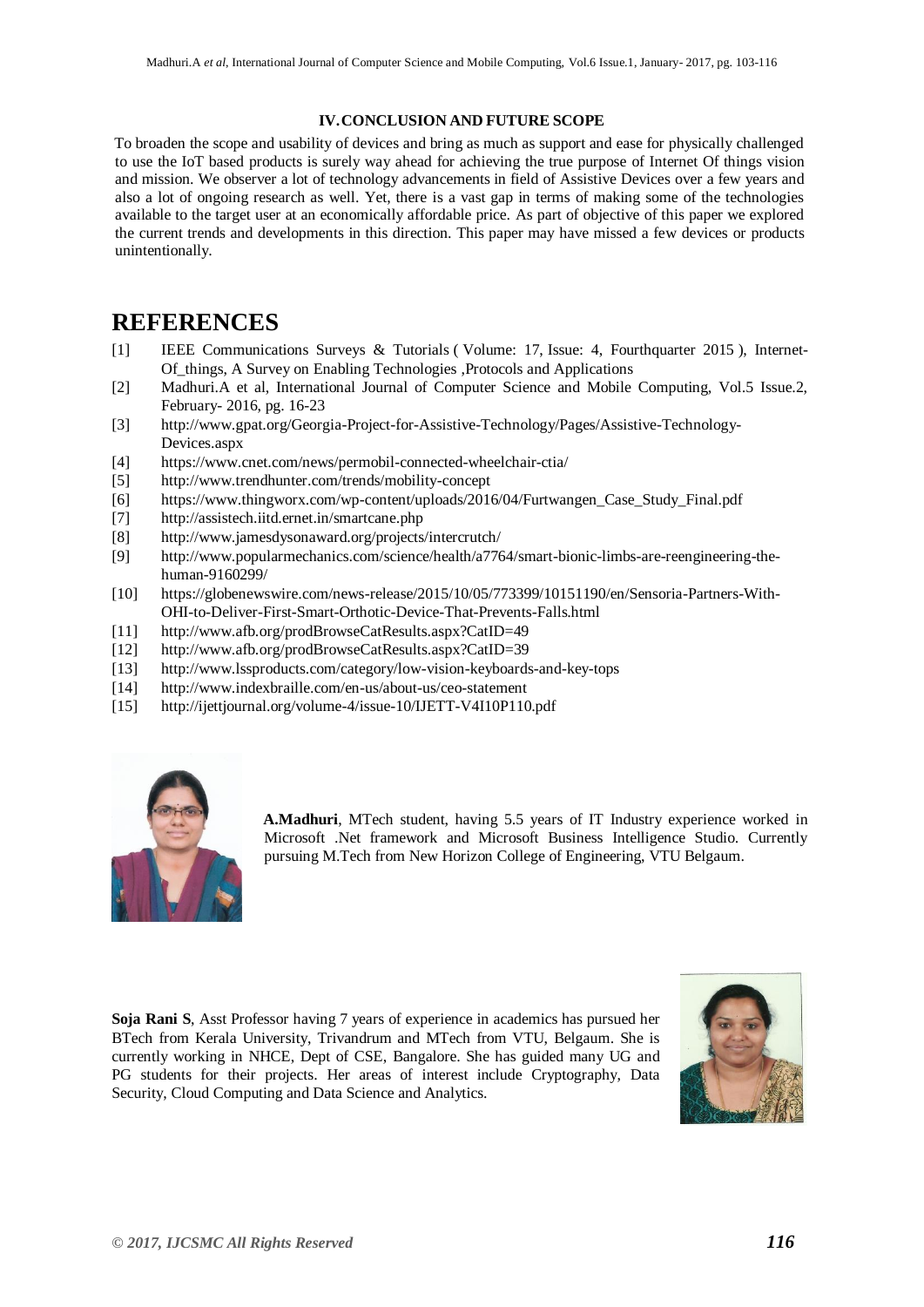## IV. CONCLUSION AND FUTURE SCOPE

To broaden the scope and usability of devices and bring as much as support and ease for physically challenged to use the IoT based products is surely way ahead for achieving the true purpose of Internet Of things vision and mission. We observer a lot of technology advancements in field of Assistive Devices over a few years and also a lot of ongoing research as well. Yet, there is a vast gap in terms of making some of the technologies available to the target user at an economically affordable price. As part of objective of this paper we explored the current trends and developments in this direction. This paper may have missed a few devices or products unintentionally.

# REFERENCES

[1] IEEE Communications Surveys & Tutorials ( Volume: 17, Issue: 4, Fourthquarter 2015 ), Internet-Of_things, A Survey on Enabling Technologies ,Protocols and Applications

[2] Madhuri.A et al, International Journal of Computer Science and Mobile Computing, Vol.5 Issue.2, February- 2016, pg. 16-23

[3] http://www.gpat.org/Georgia-Project-for-Assistive-Technology/Pages/Assistive-Technology-Devices.aspx

[4] https://www.cnet.com/news/permobil-connected-wheelchair-ctia/

[5] http://www.trendhunter.com/trends/mobility-concept

[6] https://www.thingworx.com/wp-content/uploads/2016/04/Furtwangen_Case_Study_Final.pdf

[7] http://assistech.iitd.ernet.in/smartcane.php

[8] http://www.jamesdysonaward.org/projects/intercrutch/

[9] http://www.popularmechanics.com/science/health/a7764/smart-bionic-limbs-are-reengineering-the-human-9160299/

[10] https://globenewswire.com/news-release/2015/10/05/773399/10151190/en/Sensoria-Partners-With-OHI-to-Deliver-First-Smart-Orthotic-Device-That-Prevents-Falls.html

[11] http://www.afb.org/prodBrowseCatResults.aspx?CatID=49

[12] http://www.afb.org/prodBrowseCatResults.aspx?CatID=39

[13] http://www.lssproducts.com/category/low-vision-keyboards-and-key-tops

[14] http://www.indexbraille.com/en-us/about-us/ceo-statement

[15] http://ijettjournal.org/volume-4/issue-10/IJETT-V4I10P110.pdf

**A.Madhuri**, MTech student, having 5.5 years of IT Industry experience worked in Microsoft .Net framework and Microsoft Business Intelligence Studio. Currently pursuing M.Tech from New Horizon College of Engineering, VTU Belgaum.

**Soja Rani S**, Asst Professor having 7 years of experience in academics has pursued her BTech from Kerala University, Trivandrum and MTech from VTU, Belgaum. She is currently working in NHCE, Dept of CSE, Bangalore. She has guided many UG and PG students for their projects. Her areas of interest include Cryptography, Data Security, Cloud Computing and Data Science and Analytics.